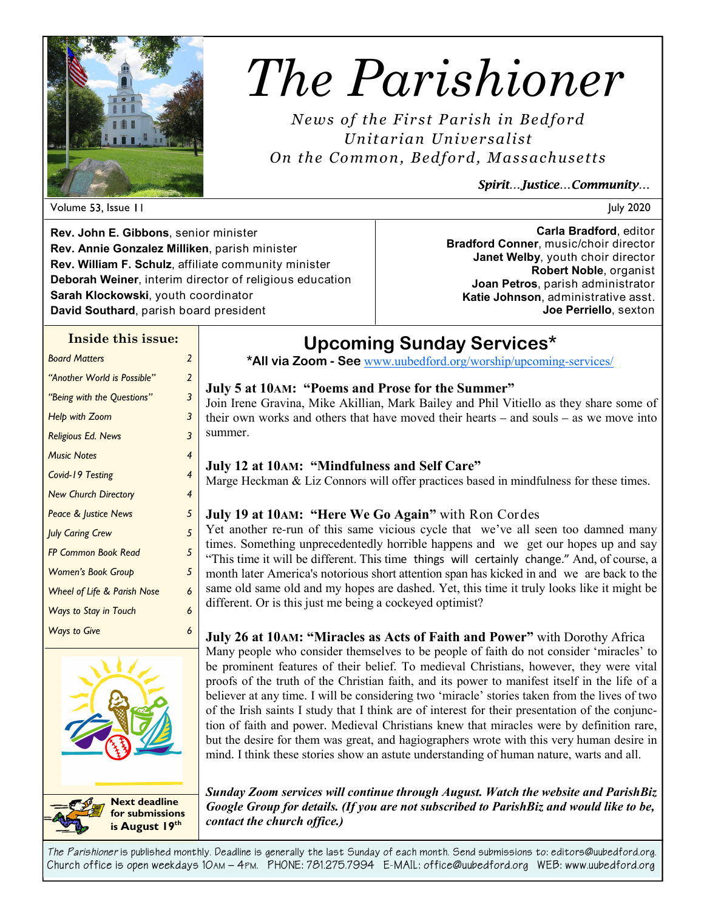# The Parishioner

*News of the First Parish in Bedford*
*Unitarian Universalist*
*On the Common, Bedford, Massachusetts*

***Spirit…Justice…Community…***

Volume 53, Issue 11 — July 2020

**Rev. John E. Gibbons**, senior minister
**Rev. Annie Gonzalez Milliken**, parish minister
**Rev. William F. Schulz**, affiliate community minister
**Deborah Weiner**, interim director of religious education
**Sarah Klockowski**, youth coordinator
**David Southard**, parish board president

**Carla Bradford**, editor
**Bradford Conner**, music/choir director
**Janet Welby**, youth choir director
**Robert Noble**, organist
**Joan Petros**, parish administrator
**Katie Johnson**, administrative asst.
**Joe Perriello**, sexton

### Inside this issue:

| | |
|---|---|
| *Board Matters* | 2 |
| *"Another World is Possible"* | 2 |
| *"Being with the Questions"* | 3 |
| *Help with Zoom* | 3 |
| *Religious Ed. News* | 3 |
| *Music Notes* | 4 |
| *Covid-19 Testing* | 4 |
| *New Church Directory* | 4 |
| *Peace & Justice News* | 5 |
| *July Caring Crew* | 5 |
| *FP Common Book Read* | 5 |
| *Women's Book Group* | 5 |
| *Wheel of Life & Parish Nose* | 6 |
| *Ways to Stay in Touch* | 6 |
| *Ways to Give* | 6 |

**Next deadline for submissions is August 19th**

## Upcoming Sunday Services*

**\*All via Zoom - See** www.uubedford.org/worship/upcoming-services/

### July 5 at 10AM: "Poems and Prose for the Summer"

Join Irene Gravina, Mike Akillian, Mark Bailey and Phil Vitiello as they share some of their own works and others that have moved their hearts – and souls – as we move into summer.

### July 12 at 10AM: "Mindfulness and Self Care"

Marge Heckman & Liz Connors will offer practices based in mindfulness for these times.

### July 19 at 10AM: "Here We Go Again" with Ron Cordes

Yet another re-run of this same vicious cycle that we've all seen too damned many times. Something unprecedentedly horrible happens and we get our hopes up and say "This time it will be different. This time things will certainly change." And, of course, a month later America's notorious short attention span has kicked in and we are back to the same old same old and my hopes are dashed. Yet, this time it truly looks like it might be different. Or is this just me being a cockeyed optimist?

### July 26 at 10AM: "Miracles as Acts of Faith and Power" with Dorothy Africa

Many people who consider themselves to be people of faith do not consider 'miracles' to be prominent features of their belief. To medieval Christians, however, they were vital proofs of the truth of the Christian faith, and its power to manifest itself in the life of a believer at any time. I will be considering two 'miracle' stories taken from the lives of two of the Irish saints I study that I think are of interest for their presentation of the conjunction of faith and power. Medieval Christians knew that miracles were by definition rare, but the desire for them was great, and hagiographers wrote with this very human desire in mind. I think these stories show an astute understanding of human nature, warts and all.

***Sunday Zoom services will continue through August. Watch the website and ParishBiz Google Group for details. (If you are not subscribed to ParishBiz and would like to be, contact the church office.)***

*The Parishioner* is published monthly. Deadline is generally the last Sunday of each month. Send submissions to: editors@uubedford.org. Church office is open weekdays 10AM – 4PM. PHONE: 781.275.7994 E-MAIL: office@uubedford.org WEB: www.uubedford.org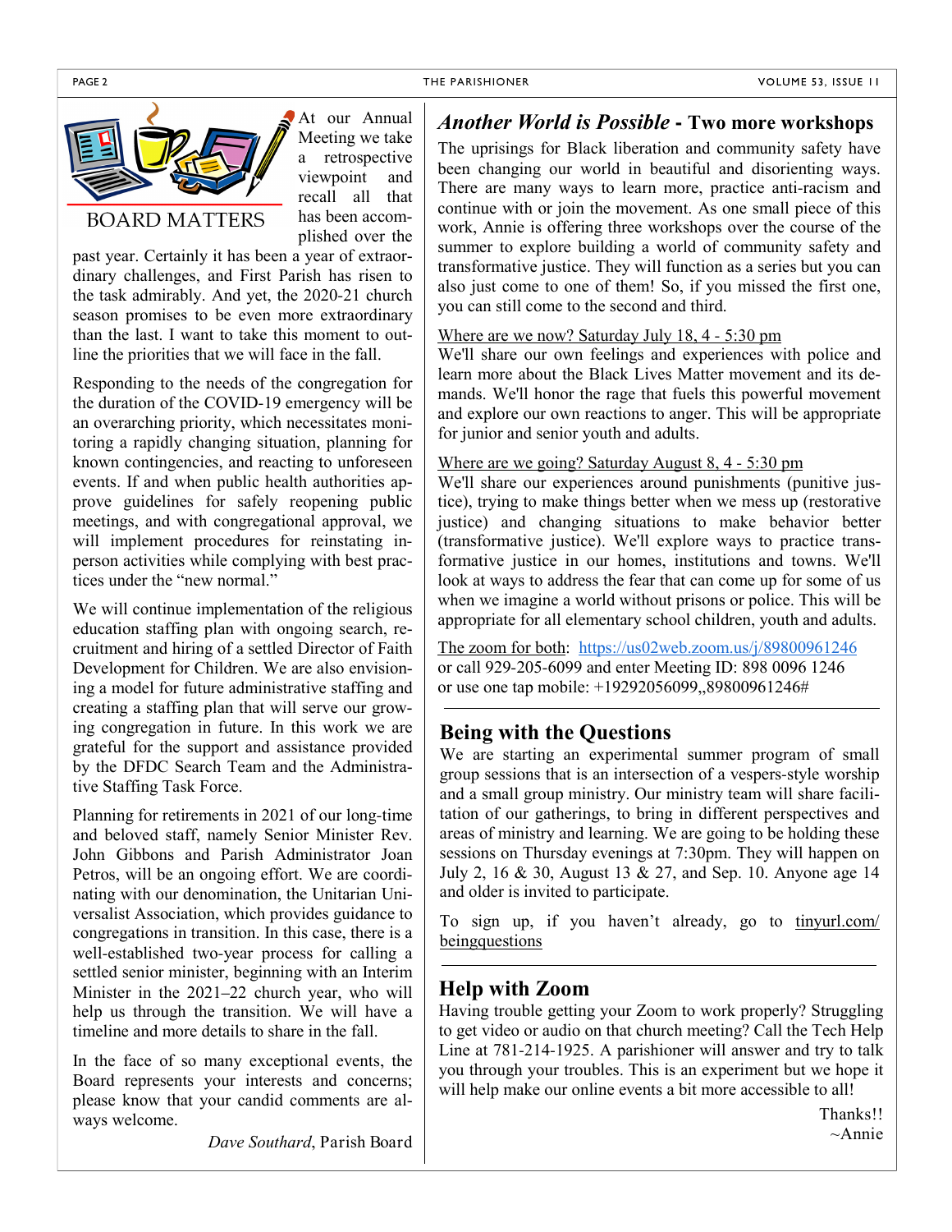## BOARD MATTERS

At our Annual Meeting we take a retrospective viewpoint and recall all that has been accomplished over the past year. Certainly it has been a year of extraordinary challenges, and First Parish has risen to the task admirably. And yet, the 2020-21 church season promises to be even more extraordinary than the last. I want to take this moment to outline the priorities that we will face in the fall.

Responding to the needs of the congregation for the duration of the COVID-19 emergency will be an overarching priority, which necessitates monitoring a rapidly changing situation, planning for known contingencies, and reacting to unforeseen events. If and when public health authorities approve guidelines for safely reopening public meetings, and with congregational approval, we will implement procedures for reinstating in-person activities while complying with best practices under the "new normal."

We will continue implementation of the religious education staffing plan with ongoing search, recruitment and hiring of a settled Director of Faith Development for Children. We are also envisioning a model for future administrative staffing and creating a staffing plan that will serve our growing congregation in future. In this work we are grateful for the support and assistance provided by the DFDC Search Team and the Administrative Staffing Task Force.

Planning for retirements in 2021 of our long-time and beloved staff, namely Senior Minister Rev. John Gibbons and Parish Administrator Joan Petros, will be an ongoing effort. We are coordinating with our denomination, the Unitarian Universalist Association, which provides guidance to congregations in transition. In this case, there is a well-established two-year process for calling a settled senior minister, beginning with an Interim Minister in the 2021–22 church year, who will help us through the transition. We will have a timeline and more details to share in the fall.

In the face of so many exceptional events, the Board represents your interests and concerns; please know that your candid comments are always welcome.

*Dave Southard*, Parish Board

## *Another World is Possible* - Two more workshops

The uprisings for Black liberation and community safety have been changing our world in beautiful and disorienting ways. There are many ways to learn more, practice anti-racism and continue with or join the movement. As one small piece of this work, Annie is offering three workshops over the course of the summer to explore building a world of community safety and transformative justice. They will function as a series but you can also just come to one of them! So, if you missed the first one, you can still come to the second and third.

Where are we now? Saturday July 18, 4 - 5:30 pm

We'll share our own feelings and experiences with police and learn more about the Black Lives Matter movement and its demands. We'll honor the rage that fuels this powerful movement and explore our own reactions to anger. This will be appropriate for junior and senior youth and adults.

Where are we going? Saturday August 8, 4 - 5:30 pm

We'll share our experiences around punishments (punitive justice), trying to make things better when we mess up (restorative justice) and changing situations to make behavior better (transformative justice). We'll explore ways to practice transformative justice in our homes, institutions and towns. We'll look at ways to address the fear that can come up for some of us when we imagine a world without prisons or police. This will be appropriate for all elementary school children, youth and adults.

The zoom for both: https://us02web.zoom.us/j/89800961246
or call 929-205-6099 and enter Meeting ID: 898 0096 1246
or use one tap mobile: +19292056099,,89800961246#

## Being with the Questions

We are starting an experimental summer program of small group sessions that is an intersection of a vespers-style worship and a small group ministry. Our ministry team will share facilitation of our gatherings, to bring in different perspectives and areas of ministry and learning. We are going to be holding these sessions on Thursday evenings at 7:30pm. They will happen on July 2, 16 & 30, August 13 & 27, and Sep. 10. Anyone age 14 and older is invited to participate.

To sign up, if you haven't already, go to tinyurl.com/beingquestions

## Help with Zoom

Having trouble getting your Zoom to work properly? Struggling to get video or audio on that church meeting? Call the Tech Help Line at 781-214-1925. A parishioner will answer and try to talk you through your troubles. This is an experiment but we hope it will help make our online events a bit more accessible to all!

Thanks!!
~Annie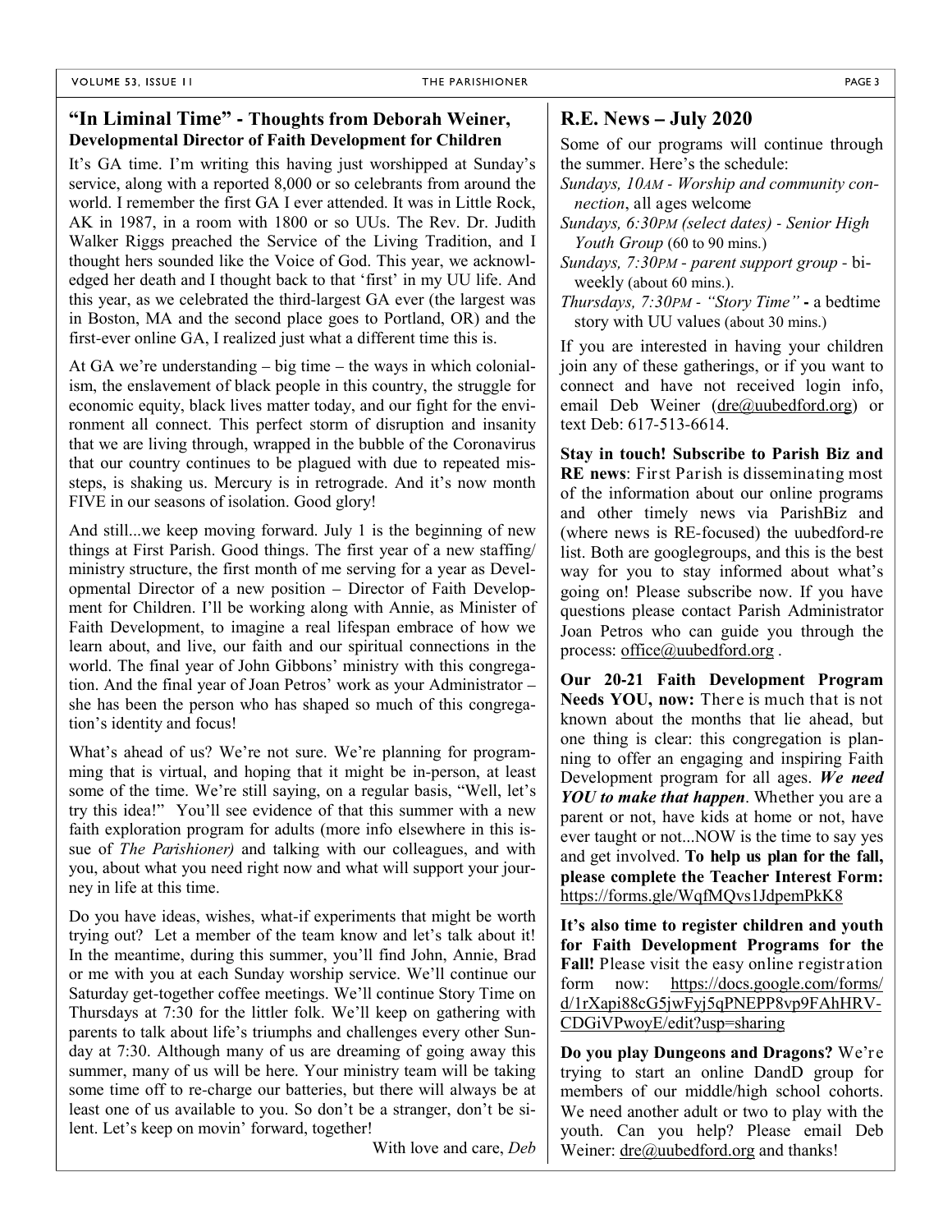## "In Liminal Time" - Thoughts from Deborah Weiner, Developmental Director of Faith Development for Children

It's GA time. I'm writing this having just worshipped at Sunday's service, along with a reported 8,000 or so celebrants from around the world. I remember the first GA I ever attended. It was in Little Rock, AK in 1987, in a room with 1800 or so UUs. The Rev. Dr. Judith Walker Riggs preached the Service of the Living Tradition, and I thought hers sounded like the Voice of God. This year, we acknowledged her death and I thought back to that 'first' in my UU life. And this year, as we celebrated the third-largest GA ever (the largest was in Boston, MA and the second place goes to Portland, OR) and the first-ever online GA, I realized just what a different time this is.

At GA we're understanding – big time – the ways in which colonialism, the enslavement of black people in this country, the struggle for economic equity, black lives matter today, and our fight for the environment all connect. This perfect storm of disruption and insanity that we are living through, wrapped in the bubble of the Coronavirus that our country continues to be plagued with due to repeated missteps, is shaking us. Mercury is in retrograde. And it's now month FIVE in our seasons of isolation. Good glory!

And still...we keep moving forward. July 1 is the beginning of new things at First Parish. Good things. The first year of a new staffing/ministry structure, the first month of me serving for a year as Developmental Director of a new position – Director of Faith Development for Children. I'll be working along with Annie, as Minister of Faith Development, to imagine a real lifespan embrace of how we learn about, and live, our faith and our spiritual connections in the world. The final year of John Gibbons' ministry with this congregation. And the final year of Joan Petros' work as your Administrator – she has been the person who has shaped so much of this congregation's identity and focus!

What's ahead of us? We're not sure. We're planning for programming that is virtual, and hoping that it might be in-person, at least some of the time. We're still saying, on a regular basis, "Well, let's try this idea!" You'll see evidence of that this summer with a new faith exploration program for adults (more info elsewhere in this issue of *The Parishioner)* and talking with our colleagues, and with you, about what you need right now and what will support your journey in life at this time.

Do you have ideas, wishes, what-if experiments that might be worth trying out? Let a member of the team know and let's talk about it! In the meantime, during this summer, you'll find John, Annie, Brad or me with you at each Sunday worship service. We'll continue our Saturday get-together coffee meetings. We'll continue Story Time on Thursdays at 7:30 for the littler folk. We'll keep on gathering with parents to talk about life's triumphs and challenges every other Sunday at 7:30. Although many of us are dreaming of going away this summer, many of us will be here. Your ministry team will be taking some time off to re-charge our batteries, but there will always be at least one of us available to you. So don't be a stranger, don't be silent. Let's keep on movin' forward, together!

With love and care, *Deb*

## R.E. News – July 2020

Some of our programs will continue through the summer. Here's the schedule:

*Sundays, 10AM - Worship and community connection*, all ages welcome

*Sundays, 6:30PM (select dates) - Senior High Youth Group* (60 to 90 mins.)

*Sundays, 7:30PM - parent support group* - bi-weekly (about 60 mins.).

*Thursdays, 7:30PM - "Story Time"* **-** a bedtime story with UU values (about 30 mins.)

If you are interested in having your children join any of these gatherings, or if you want to connect and have not received login info, email Deb Weiner (dre@uubedford.org) or text Deb: 617-513-6614.

**Stay in touch! Subscribe to Parish Biz and RE news**: First Parish is disseminating most of the information about our online programs and other timely news via ParishBiz and (where news is RE-focused) the uubedford-re list. Both are googlegroups, and this is the best way for you to stay informed about what's going on! Please subscribe now. If you have questions please contact Parish Administrator Joan Petros who can guide you through the process: office@uubedford.org .

**Our 20-21 Faith Development Program Needs YOU, now:** There is much that is not known about the months that lie ahead, but one thing is clear: this congregation is planning to offer an engaging and inspiring Faith Development program for all ages. ***We need YOU to make that happen***. Whether you are a parent or not, have kids at home or not, have ever taught or not...NOW is the time to say yes and get involved. **To help us plan for the fall, please complete the Teacher Interest Form:** https://forms.gle/WqfMQvs1JdpemPkK8

**It's also time to register children and youth for Faith Development Programs for the Fall!** Please visit the easy online registration form now: https://docs.google.com/forms/d/1rXapi88cG5jwFyj5qPNEPP8vp9FAhHRV-CDGiVPwoyE/edit?usp=sharing

**Do you play Dungeons and Dragons?** We're trying to start an online DandD group for members of our middle/high school cohorts. We need another adult or two to play with the youth. Can you help? Please email Deb Weiner: dre@uubedford.org and thanks!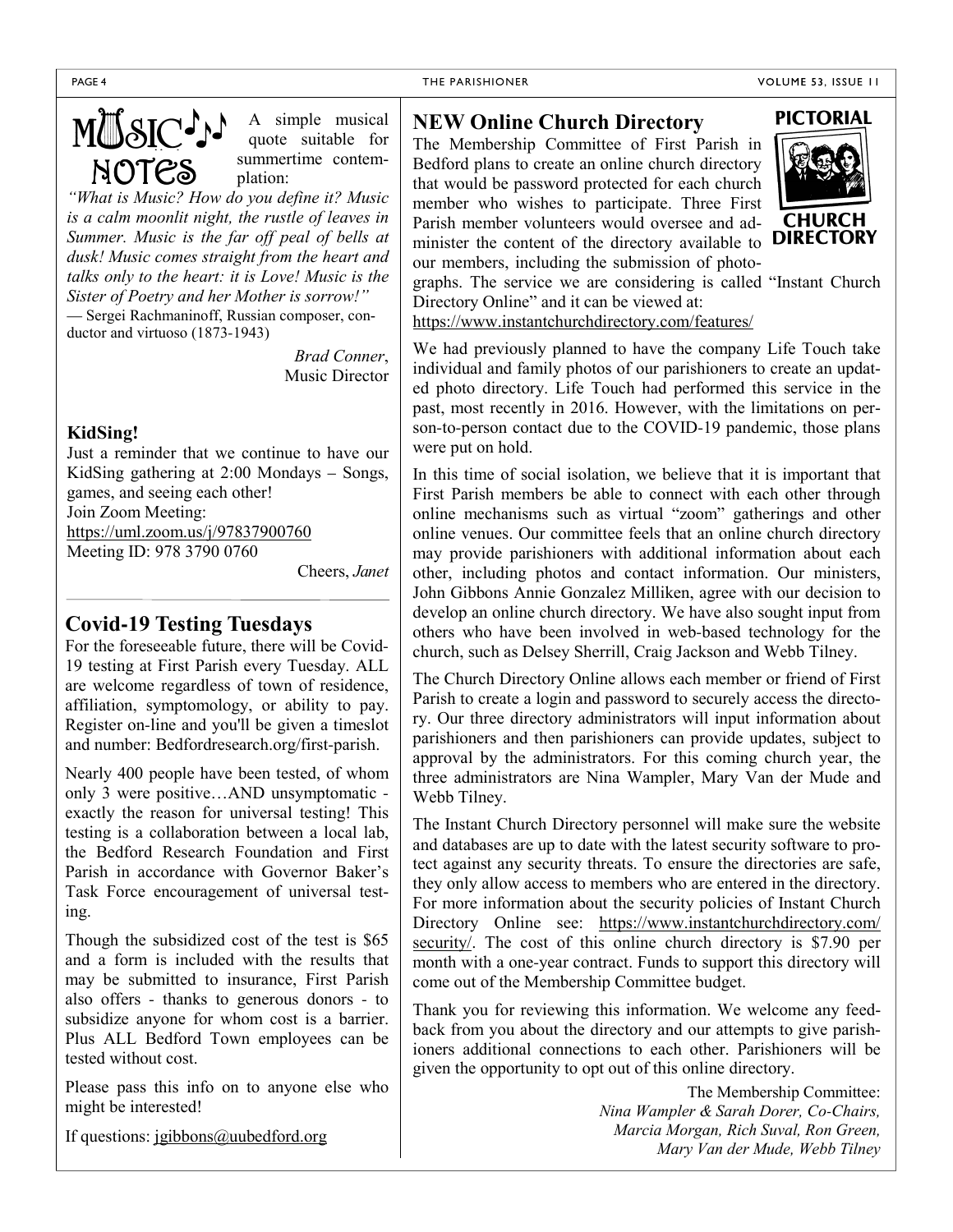## MUSIC NOTES

A simple musical quote suitable for summertime contemplation:

*"What is Music? How do you define it? Music is a calm moonlit night, the rustle of leaves in Summer. Music is the far off peal of bells at dusk! Music comes straight from the heart and talks only to the heart: it is Love! Music is the Sister of Poetry and her Mother is sorrow!"*
— Sergei Rachmaninoff, Russian composer, conductor and virtuoso (1873-1943)

*Brad Conner*,
Music Director

**KidSing!**

Just a reminder that we continue to have our KidSing gathering at 2:00 Mondays – Songs, games, and seeing each other!
Join Zoom Meeting:
https://uml.zoom.us/j/97837900760
Meeting ID: 978 3790 0760

Cheers, *Janet*

## Covid-19 Testing Tuesdays

For the foreseeable future, there will be Covid-19 testing at First Parish every Tuesday. ALL are welcome regardless of town of residence, affiliation, symptomology, or ability to pay. Register on-line and you'll be given a timeslot and number: Bedfordresearch.org/first-parish.

Nearly 400 people have been tested, of whom only 3 were positive…AND unsymptomatic - exactly the reason for universal testing! This testing is a collaboration between a local lab, the Bedford Research Foundation and First Parish in accordance with Governor Baker's Task Force encouragement of universal testing.

Though the subsidized cost of the test is $65 and a form is included with the results that may be submitted to insurance, First Parish also offers - thanks to generous donors - to subsidize anyone for whom cost is a barrier. Plus ALL Bedford Town employees can be tested without cost.

Please pass this info on to anyone else who might be interested!

If questions: jgibbons@uubedford.org

## NEW Online Church Directory

**PICTORIAL CHURCH DIRECTORY**

The Membership Committee of First Parish in Bedford plans to create an online church directory that would be password protected for each church member who wishes to participate. Three First Parish member volunteers would oversee and administer the content of the directory available to our members, including the submission of photographs. The service we are considering is called "Instant Church Directory Online" and it can be viewed at:
https://www.instantchurchdirectory.com/features/

We had previously planned to have the company Life Touch take individual and family photos of our parishioners to create an updated photo directory. Life Touch had performed this service in the past, most recently in 2016. However, with the limitations on person-to-person contact due to the COVID-19 pandemic, those plans were put on hold.

In this time of social isolation, we believe that it is important that First Parish members be able to connect with each other through online mechanisms such as virtual "zoom" gatherings and other online venues. Our committee feels that an online church directory may provide parishioners with additional information about each other, including photos and contact information. Our ministers, John Gibbons Annie Gonzalez Milliken, agree with our decision to develop an online church directory. We have also sought input from others who have been involved in web-based technology for the church, such as Delsey Sherrill, Craig Jackson and Webb Tilney.

The Church Directory Online allows each member or friend of First Parish to create a login and password to securely access the directory. Our three directory administrators will input information about parishioners and then parishioners can provide updates, subject to approval by the administrators. For this coming church year, the three administrators are Nina Wampler, Mary Van der Mude and Webb Tilney.

The Instant Church Directory personnel will make sure the website and databases are up to date with the latest security software to protect against any security threats. To ensure the directories are safe, they only allow access to members who are entered in the directory. For more information about the security policies of Instant Church Directory Online see: https://www.instantchurchdirectory.com/security/. The cost of this online church directory is $7.90 per month with a one-year contract. Funds to support this directory will come out of the Membership Committee budget.

Thank you for reviewing this information. We welcome any feedback from you about the directory and our attempts to give parishioners additional connections to each other. Parishioners will be given the opportunity to opt out of this online directory.

The Membership Committee:
*Nina Wampler & Sarah Dorer, Co-Chairs,*
*Marcia Morgan, Rich Suval, Ron Green,*
*Mary Van der Mude, Webb Tilney*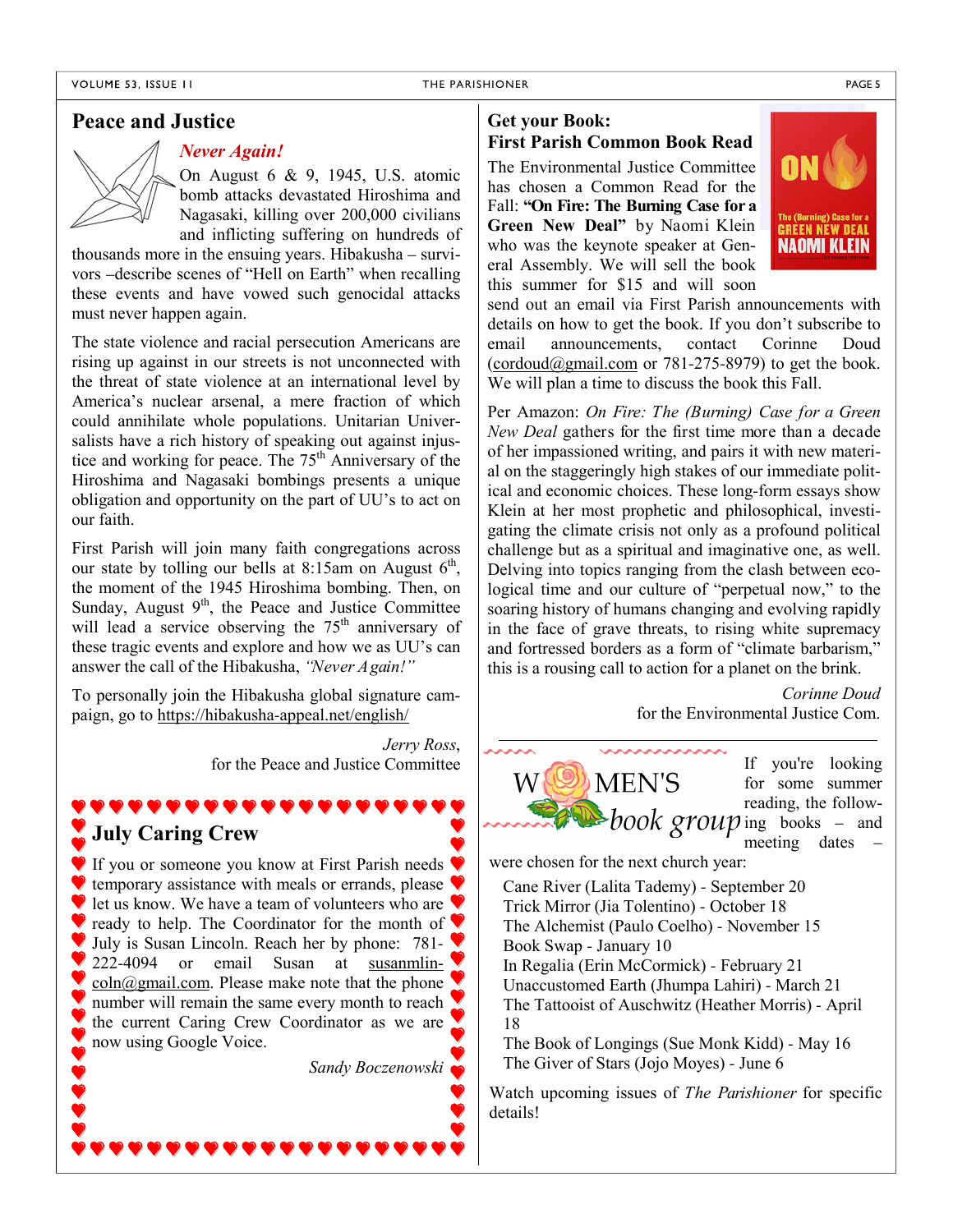## Peace and Justice

### *Never Again!*

On August 6 & 9, 1945, U.S. atomic bomb attacks devastated Hiroshima and Nagasaki, killing over 200,000 civilians and inflicting suffering on hundreds of thousands more in the ensuing years. Hibakusha – survivors –describe scenes of "Hell on Earth" when recalling these events and have vowed such genocidal attacks must never happen again.

The state violence and racial persecution Americans are rising up against in our streets is not unconnected with the threat of state violence at an international level by America's nuclear arsenal, a mere fraction of which could annihilate whole populations. Unitarian Universalists have a rich history of speaking out against injustice and working for peace. The 75th Anniversary of the Hiroshima and Nagasaki bombings presents a unique obligation and opportunity on the part of UU's to act on our faith.

First Parish will join many faith congregations across our state by tolling our bells at 8:15am on August 6th, the moment of the 1945 Hiroshima bombing. Then, on Sunday, August 9th, the Peace and Justice Committee will lead a service observing the 75th anniversary of these tragic events and explore and how we as UU's can answer the call of the Hibakusha, *"Never Again!"*

To personally join the Hibakusha global signature campaign, go to https://hibakusha-appeal.net/english/

*Jerry Ross*,
for the Peace and Justice Committee

## July Caring Crew

If you or someone you know at First Parish needs temporary assistance with meals or errands, please let us know. We have a team of volunteers who are ready to help. The Coordinator for the month of July is Susan Lincoln. Reach her by phone: 781-222-4094 or email Susan at susanmlincoln@gmail.com. Please make note that the phone number will remain the same every month to reach the current Caring Crew Coordinator as we are now using Google Voice.

*Sandy Boczenowski*

## Get your Book: First Parish Common Book Read

The Environmental Justice Committee has chosen a Common Read for the Fall: **"On Fire: The Burning Case for a Green New Deal"** by Naomi Klein who was the keynote speaker at General Assembly. We will sell the book this summer for $15 and will soon send out an email via First Parish announcements with details on how to get the book. If you don't subscribe to email announcements, contact Corinne Doud (cordoud@gmail.com or 781-275-8979) to get the book. We will plan a time to discuss the book this Fall.

Per Amazon: *On Fire: The (Burning) Case for a Green New Deal* gathers for the first time more than a decade of her impassioned writing, and pairs it with new material on the staggeringly high stakes of our immediate political and economic choices. These long-form essays show Klein at her most prophetic and philosophical, investigating the climate crisis not only as a profound political challenge but as a spiritual and imaginative one, as well. Delving into topics ranging from the clash between ecological time and our culture of "perpetual now," to the soaring history of humans changing and evolving rapidly in the face of grave threats, to rising white supremacy and fortressed borders as a form of "climate barbarism," this is a rousing call to action for a planet on the brink.

*Corinne Doud*
for the Environmental Justice Com.

## WOMEN'S book group

If you're looking for some summer reading, the following books – and meeting dates – were chosen for the next church year:

- Cane River (Lalita Tademy) - September 20
- Trick Mirror (Jia Tolentino) - October 18
- The Alchemist (Paulo Coelho) - November 15
- Book Swap - January 10
- In Regalia (Erin McCormick) - February 21
- Unaccustomed Earth (Jhumpa Lahiri) - March 21
- The Tattooist of Auschwitz (Heather Morris) - April 18
- The Book of Longings (Sue Monk Kidd) - May 16
- The Giver of Stars (Jojo Moyes) - June 6

Watch upcoming issues of *The Parishioner* for specific details!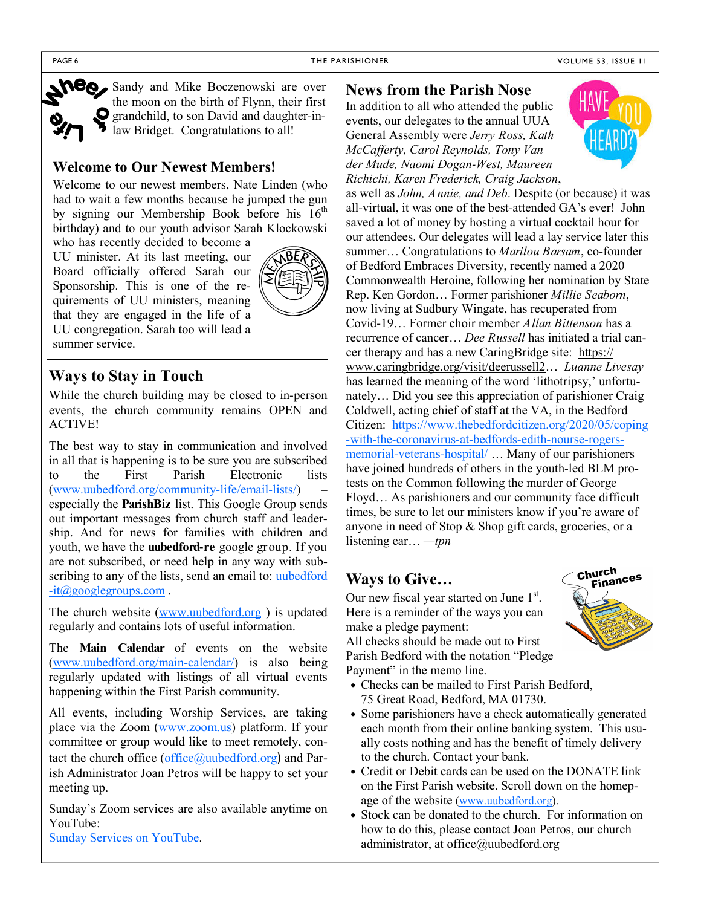Sandy and Mike Boczenowski are over the moon on the birth of Flynn, their first grandchild, to son David and daughter-in-law Bridget. Congratulations to all!

## Welcome to Our Newest Members!

Welcome to our newest members, Nate Linden (who had to wait a few months because he jumped the gun by signing our Membership Book before his 16th birthday) and to our youth advisor Sarah Klockowski who has recently decided to become a UU minister. At its last meeting, our Board officially offered Sarah our Sponsorship. This is one of the requirements of UU ministers, meaning that they are engaged in the life of a UU congregation. Sarah too will lead a summer service.

## Ways to Stay in Touch

While the church building may be closed to in-person events, the church community remains OPEN and ACTIVE!

The best way to stay in communication and involved in all that is happening is to be sure you are subscribed to the First Parish Electronic lists (www.uubedford.org/community-life/email-lists/) – especially the **ParishBiz** list. This Google Group sends out important messages from church staff and leadership. And for news for families with children and youth, we have the **uubedford-re** google group. If you are not subscribed, or need help in any way with subscribing to any of the lists, send an email to: uubedford-it@googlegroups.com .

The church website (www.uubedford.org ) is updated regularly and contains lots of useful information.

The **Main Calendar** of events on the website (www.uubedford.org/main-calendar/) is also being regularly updated with listings of all virtual events happening within the First Parish community.

All events, including Worship Services, are taking place via the Zoom (www.zoom.us) platform. If your committee or group would like to meet remotely, contact the church office (office@uubedford.org) and Parish Administrator Joan Petros will be happy to set your meeting up.

Sunday's Zoom services are also available anytime on YouTube:
Sunday Services on YouTube.

## News from the Parish Nose

In addition to all who attended the public events, our delegates to the annual UUA General Assembly were *Jerry Ross, Kath McCafferty, Carol Reynolds, Tony Van der Mude, Naomi Dogan-West, Maureen Richichi, Karen Frederick, Craig Jackson*, as well as *John, Annie, and Deb*. Despite (or because) it was all-virtual, it was one of the best-attended GA's ever! John saved a lot of money by hosting a virtual cocktail hour for our attendees. Our delegates will lead a lay service later this summer… Congratulations to *Marilou Barsam*, co-founder of Bedford Embraces Diversity, recently named a 2020 Commonwealth Heroine, following her nomination by State Rep. Ken Gordon… Former parishioner *Millie Seaborn*, now living at Sudbury Wingate, has recuperated from Covid-19… Former choir member *Allan Bittenson* has a recurrence of cancer… *Dee Russell* has initiated a trial cancer therapy and has a new CaringBridge site: https://www.caringbridge.org/visit/deerussell2… *Luanne Livesay* has learned the meaning of the word 'lithotripsy,' unfortunately… Did you see this appreciation of parishioner Craig Coldwell, acting chief of staff at the VA, in the Bedford Citizen: https://www.thebedfordcitizen.org/2020/05/coping-with-the-coronavirus-at-bedfords-edith-nourse-rogers-memorial-veterans-hospital/ … Many of our parishioners have joined hundreds of others in the youth-led BLM protests on the Common following the murder of George Floyd… As parishioners and our community face difficult times, be sure to let our ministers know if you're aware of anyone in need of Stop & Shop gift cards, groceries, or a listening ear… —*tpn*

## Ways to Give…

Our new fiscal year started on June 1st. Here is a reminder of the ways you can make a pledge payment:
All checks should be made out to First Parish Bedford with the notation "Pledge Payment" in the memo line.

- Checks can be mailed to First Parish Bedford, 75 Great Road, Bedford, MA 01730.
- Some parishioners have a check automatically generated each month from their online banking system. This usually costs nothing and has the benefit of timely delivery to the church. Contact your bank.
- Credit or Debit cards can be used on the DONATE link on the First Parish website. Scroll down on the homepage of the website (www.uubedford.org).
- Stock can be donated to the church. For information on how to do this, please contact Joan Petros, our church administrator, at office@uubedford.org